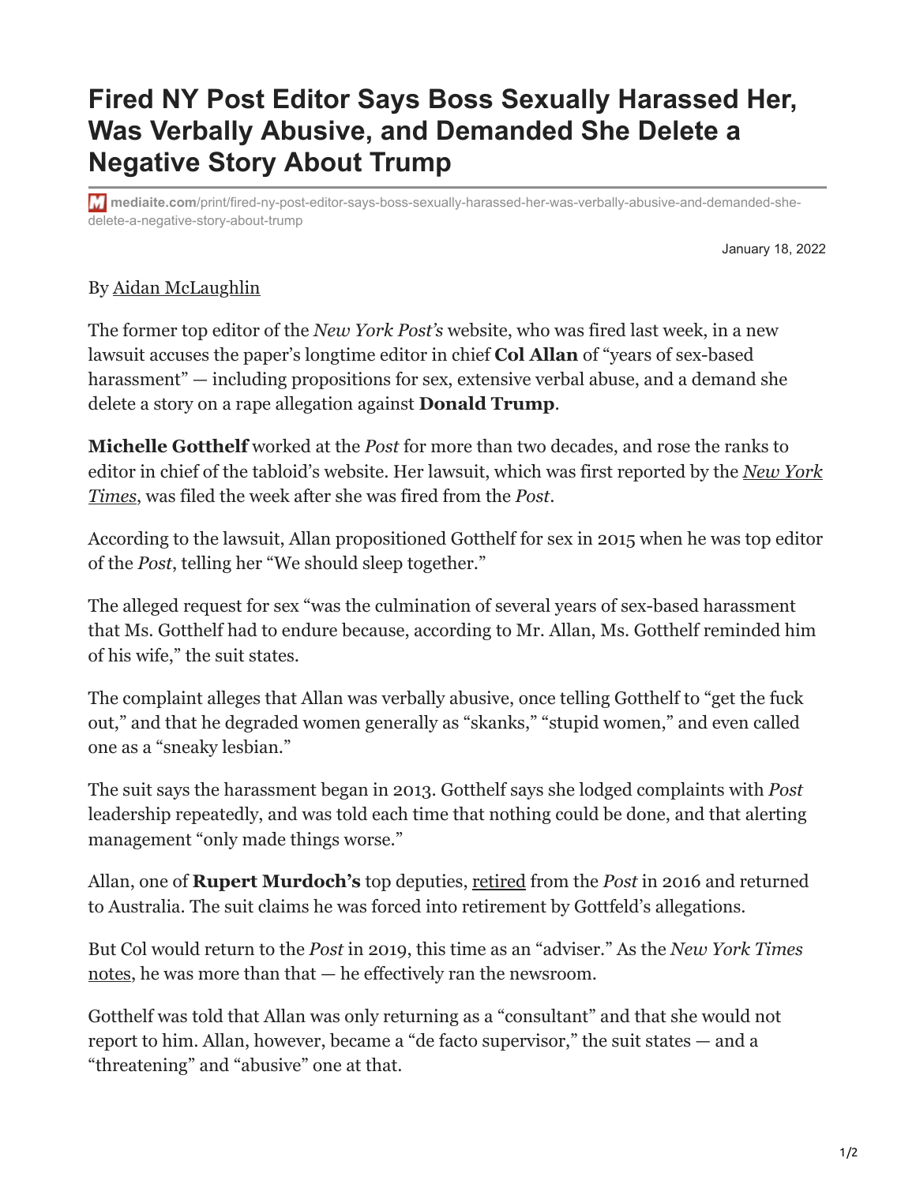# Fired NY Post Editor Says Boss Sexually Harassed Her, Was Verbally Abusive, and Demanded She Delete a Negative Story About Trump

mediaite.com/print/fired-ny-post-editor-says-boss-sexually-harassed-her-was-verbally-abusive-and-demanded-she-delete-a-negative-story-about-trump

January 18, 2022

By Aidan McLaughlin

The former top editor of the *New York Post's* website, who was fired last week, in a new lawsuit accuses the paper's longtime editor in chief **Col Allan** of "years of sex-based harassment" — including propositions for sex, extensive verbal abuse, and a demand she delete a story on a rape allegation against **Donald Trump**.

**Michelle Gotthelf** worked at the *Post* for more than two decades, and rose the ranks to editor in chief of the tabloid's website. Her lawsuit, which was first reported by the *New York Times*, was filed the week after she was fired from the *Post*.

According to the lawsuit, Allan propositioned Gotthelf for sex in 2015 when he was top editor of the *Post*, telling her "We should sleep together."

The alleged request for sex "was the culmination of several years of sex-based harassment that Ms. Gotthelf had to endure because, according to Mr. Allan, Ms. Gotthelf reminded him of his wife," the suit states.

The complaint alleges that Allan was verbally abusive, once telling Gotthelf to "get the fuck out," and that he degraded women generally as "skanks," "stupid women," and even called one as a "sneaky lesbian."

The suit says the harassment began in 2013. Gotthelf says she lodged complaints with *Post* leadership repeatedly, and was told each time that nothing could be done, and that alerting management "only made things worse."

Allan, one of **Rupert Murdoch's** top deputies, retired from the *Post* in 2016 and returned to Australia. The suit claims he was forced into retirement by Gottfeld's allegations.

But Col would return to the *Post* in 2019, this time as an "adviser." As the *New York Times* notes, he was more than that — he effectively ran the newsroom.

Gotthelf was told that Allan was only returning as a "consultant" and that she would not report to him. Allan, however, became a "de facto supervisor," the suit states — and a "threatening" and "abusive" one at that.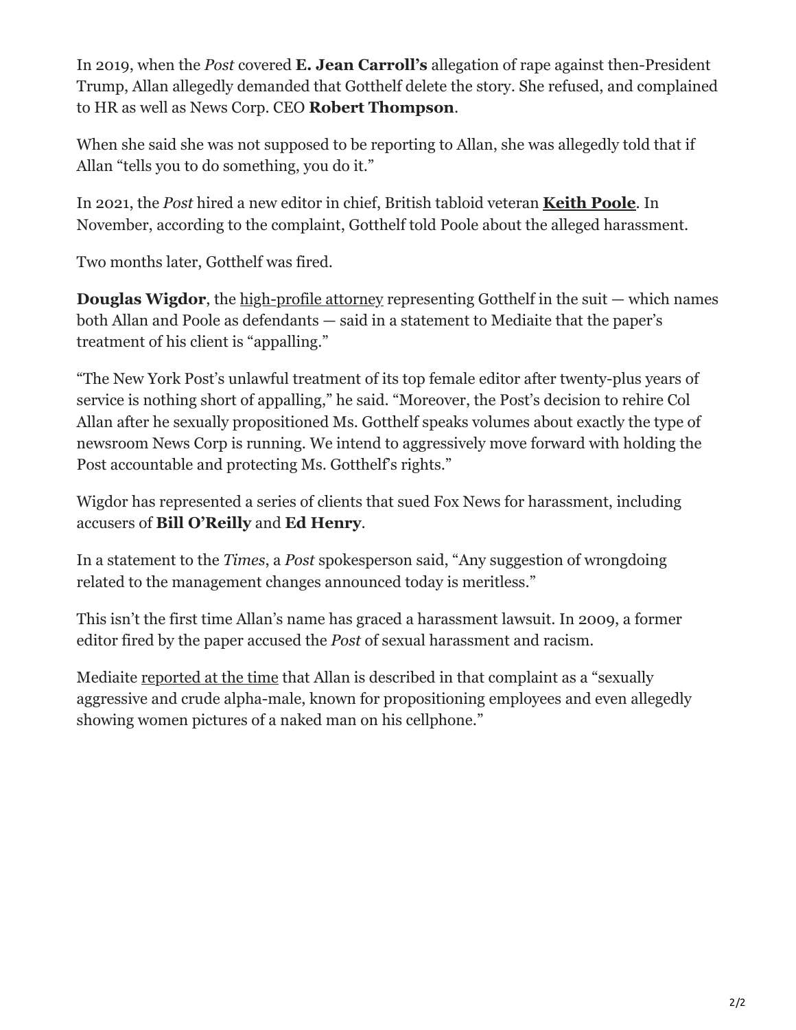In 2019, when the *Post* covered **E. Jean Carroll's** allegation of rape against then-President Trump, Allan allegedly demanded that Gotthelf delete the story. She refused, and complained to HR as well as News Corp. CEO **Robert Thompson**.

When she said she was not supposed to be reporting to Allan, she was allegedly told that if Allan "tells you to do something, you do it."

In 2021, the *Post* hired a new editor in chief, British tabloid veteran **Keith Poole**. In November, according to the complaint, Gotthelf told Poole about the alleged harassment.

Two months later, Gotthelf was fired.

**Douglas Wigdor**, the high-profile attorney representing Gotthelf in the suit — which names both Allan and Poole as defendants — said in a statement to Mediaite that the paper's treatment of his client is "appalling."

"The New York Post's unlawful treatment of its top female editor after twenty-plus years of service is nothing short of appalling," he said. "Moreover, the Post's decision to rehire Col Allan after he sexually propositioned Ms. Gotthelf speaks volumes about exactly the type of newsroom News Corp is running. We intend to aggressively move forward with holding the Post accountable and protecting Ms. Gotthelf's rights."

Wigdor has represented a series of clients that sued Fox News for harassment, including accusers of **Bill O'Reilly** and **Ed Henry**.

In a statement to the *Times*, a *Post* spokesperson said, "Any suggestion of wrongdoing related to the management changes announced today is meritless."

This isn't the first time Allan's name has graced a harassment lawsuit. In 2009, a former editor fired by the paper accused the *Post* of sexual harassment and racism.

Mediaite reported at the time that Allan is described in that complaint as a "sexually aggressive and crude alpha-male, known for propositioning employees and even allegedly showing women pictures of a naked man on his cellphone."